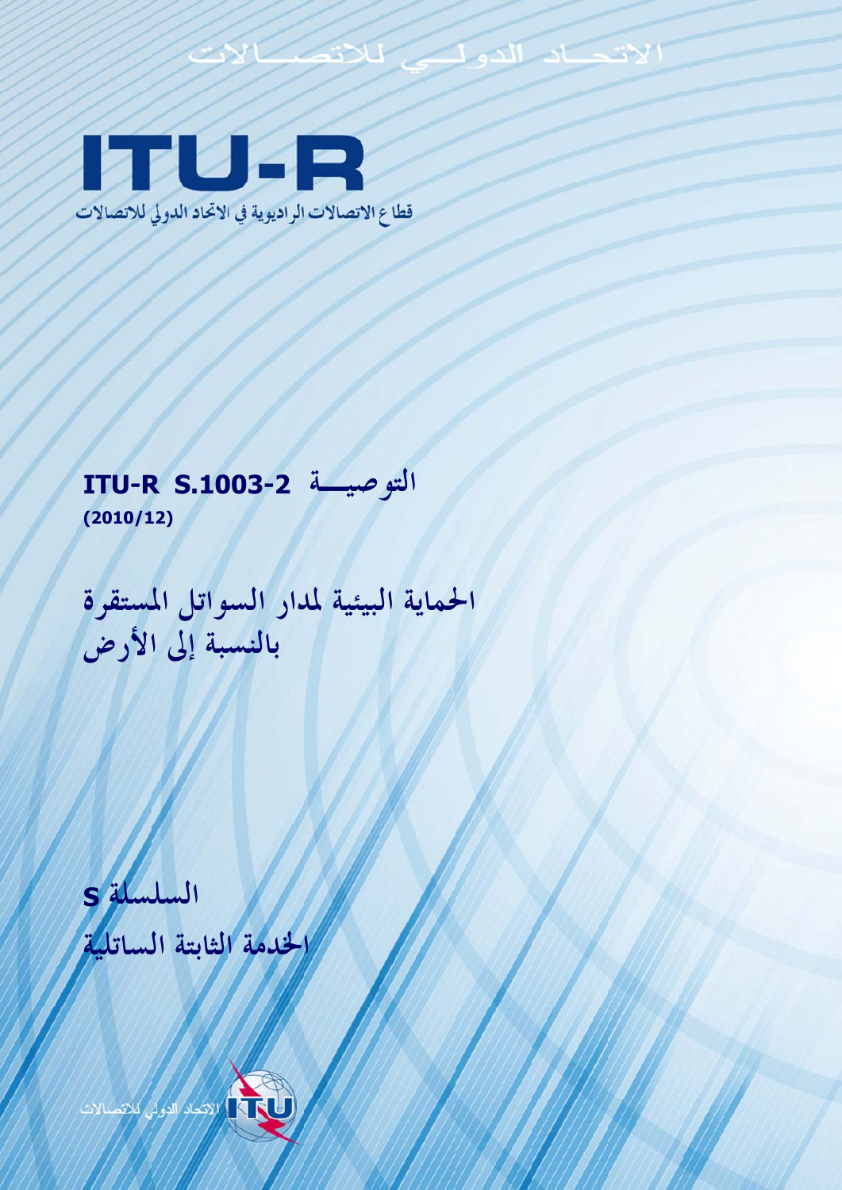الاتحـــاد الدولـــي للاتصـــالات

# ITU-R

قطاع الاتصالات الراديوية في الاتحاد الدولي للاتصالات

## التوصيـــة ITU-R S.1003-2

**(2010/12)**

# الحماية البيئية لمدار السواتل المستقرة بالنسبة إلى الأرض

## السلسلة S

## الخدمة الثابتة الساتلية

الاتحاد الدولي للاتصالات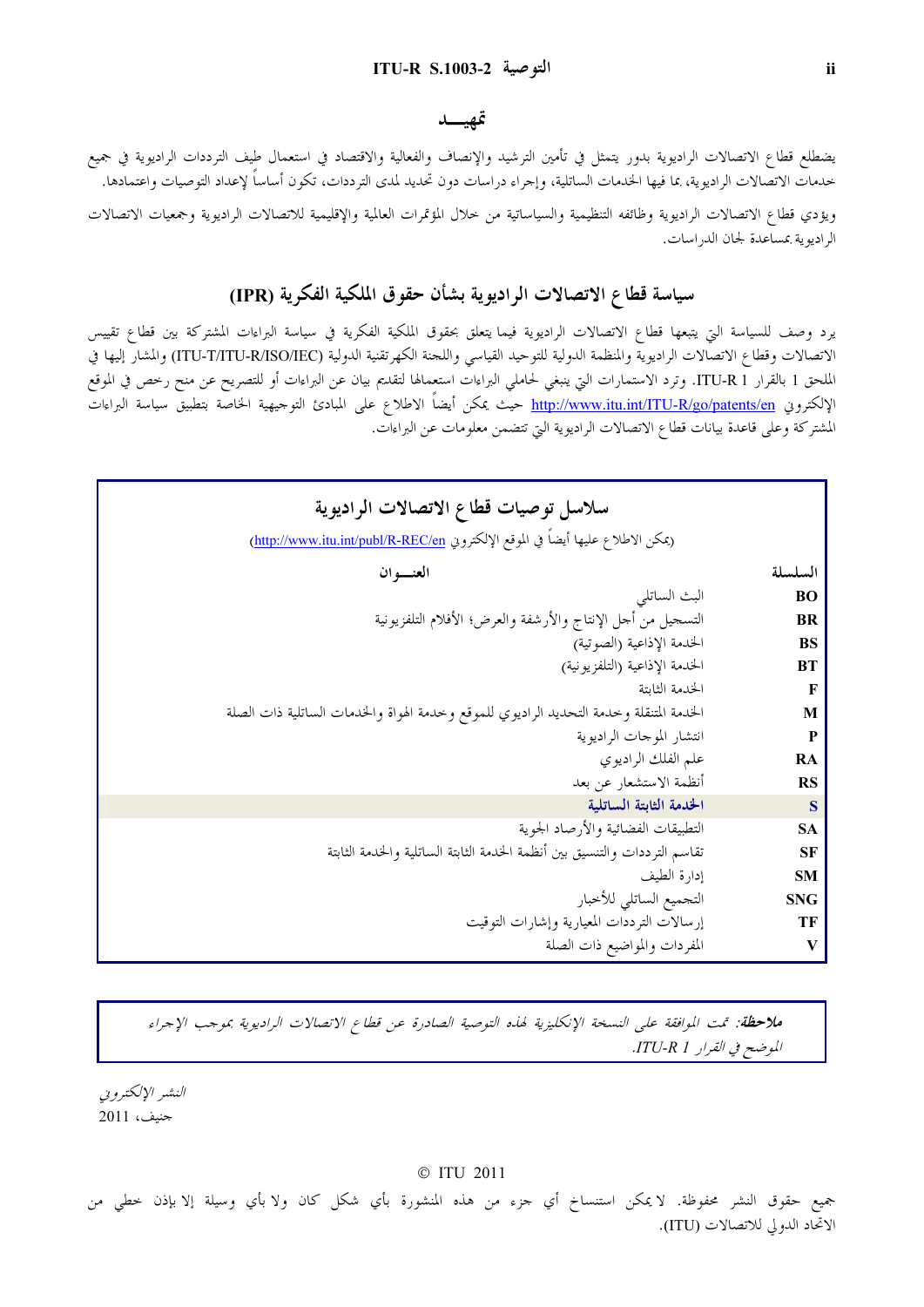## تمهيـد

يضطلع قطاع الاتصالات الراديوية بدور يتمثل في تأمين الترشيد والإنصاف والفعالية والاقتصاد في استعمال طيف الترددات الراديوية في جميع خدمات الاتصالات الراديوية، بما فيها الخدمات الساتلية، وإجراء دراسات دون تحديد لمدى الترددات، تكون أساساً لإعداد التوصيات واعتمادها.

ويؤدي قطاع الاتصالات الراديوية وظائفه التنظيمية والسياساتية من خلال المؤتمرات العالمية والإقليمية للاتصالات الراديوية وجمعيات الاتصالات الراديوية بمساعدة لجان الدراسات.

## سياسة قطاع الاتصالات الراديوية بشأن حقوق الملكية الفكرية (IPR)

يرد وصف للسياسة التي يتبعها قطاع الاتصالات الراديوية فيما يتعلق بحقوق الملكية الفكرية في سياسة البراءات المشتركة بين قطاع تقييس الاتصالات وقطاع الاتصالات الراديوية والمنظمة الدولية للتوحيد القياسي واللجنة الكهرتقنية الدولية (ITU-T/ITU-R/ISO/IEC) والمشار إليها في الملحق 1 بالقرار ITU-R 1. وترد الاستمارات التي ينبغي لحاملي البراءات استعمالها لتقديم بيان عن البراءات أو للتصريح عن منح رخص في الموقع الإلكتروني http://www.itu.int/ITU-R/go/patents/en حيث يمكن أيضاً الاطلاع على المبادئ التوجيهية الخاصة بتطبيق سياسة البراءات المشتركة وعلى قاعدة بيانات قطاع الاتصالات الراديوية التي تتضمن معلومات عن البراءات.

### سلاسل توصيات قطاع الاتصالات الراديوية

(يمكن الاطلاع عليها أيضاً في الموقع الإلكتروني http://www.itu.int/publ/R-REC/en)

| السلسلة | العنـوان |
|---|---|
| BO | البث الساتلي |
| BR | التسجيل من أجل الإنتاج والأرشفة والعرض؛ الأفلام التلفزيونية |
| BS | الخدمة الإذاعية (الصوتية) |
| BT | الخدمة الإذاعية (التلفزيونية) |
| F | الخدمة الثابتة |
| M | الخدمة المتنقلة وخدمة التحديد الراديوي للموقع وخدمة الهواة والخدمات الساتلية ذات الصلة |
| P | انتشار الموجات الراديوية |
| RA | علم الفلك الراديوي |
| RS | أنظمة الاستشعار عن بعد |
| **S** | **الخدمة الثابتة الساتلية** |
| SA | التطبيقات الفضائية والأرصاد الجوية |
| SF | تقاسم الترددات والتنسيق بين أنظمة الخدمة الثابتة الساتلية والخدمة الثابتة |
| SM | إدارة الطيف |
| SNG | التجميع الساتلي للأخبار |
| TF | إرسالات الترددات المعيارية وإشارات التوقيت |
| V | المفردات والمواضيع ذات الصلة |

***ملاحظة:*** *تمت الموافقة على النسخة الإنكليزية لهذه التوصية الصادرة عن قطاع الاتصالات الراديوية بموجب الإجراء الموضح في القرار ITU-R 1.*

*النشر الإلكتروني*
جنيف، 2011

© ITU 2011

جميع حقوق النشر محفوظة. لا يمكن استنساخ أي جزء من هذه المنشورة بأي شكل كان ولا بأي وسيلة إلا بإذن خطي من الاتحاد الدولي للاتصالات (ITU).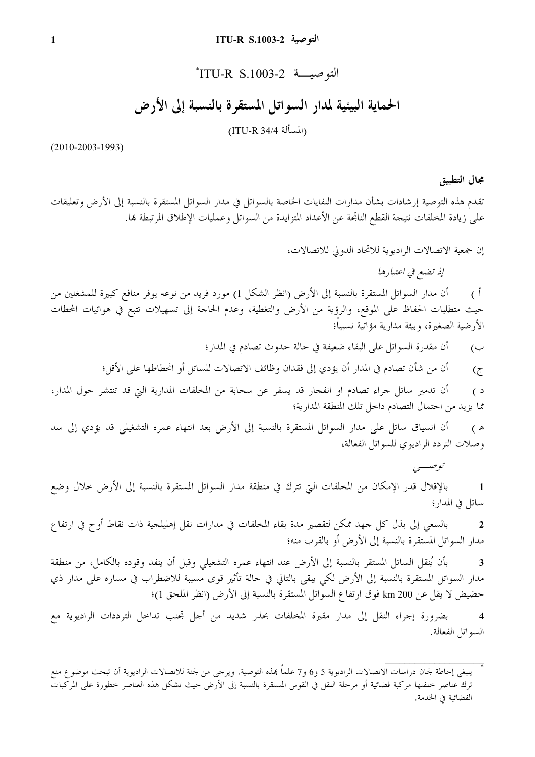# التوصيـــة ITU-R S.1003-2[*]

## الحماية البيئية لمدار السواتل المستقرة بالنسبة إلى الأرض

(المسألة ITU-R 34/4)

(2010-2003-1993)

### مجال التطبيق

تقدم هذه التوصية إرشادات بشأن مدارات النفايات الخاصة بالسواتل في مدار السواتل المستقرة بالنسبة إلى الأرض وتعليقات على زيادة المخلفات نتيجة القطع الناتجة عن الأعداد المتزايدة من السواتل وعمليات الإطلاق المرتبطة بها.

إن جمعية الاتصالات الراديوية للاتحاد الدولي للاتصالات،

*إذ تضع في اعتبارها*

أ ) أن مدار السواتل المستقرة بالنسبة إلى الأرض (انظر الشكل 1) مورد فريد من نوعه يوفر منافع كبيرة للمشغلين من حيث متطلبات الحفاظ على الموقع، والرؤية من الأرض والتغطية، وعدم الحاجة إلى تسهيلات تتبع في هوائيات المحطات الأرضية الصغيرة، وبيئة مدارية مؤاتية نسبياً؛

ب) أن مقدرة السواتل على البقاء ضعيفة في حالة حدوث تصادم في المدار؛

ج) أن من شأن تصادم في المدار أن يؤدي إلى فقدان وظائف الاتصالات للساتل أو انحطاطها على الأقل؛

د ) أن تدمير ساتل جراء تصادم او انفجار قد يسفر عن سحابة من المخلفات المدارية التي قد تنتشر حول المدار، مما يزيد من احتمال التصادم داخل تلك المنطقة المدارية؛

ﻫ ) أن انسياق ساتل على مدار السواتل المستقرة بالنسبة إلى الأرض بعد انتهاء عمره التشغيلي قد يؤدي إلى سد وصلات التردد الراديوي للسواتل الفعالة،

*توصـــي*

1 بالإقلال قدر الإمكان من المخلفات التي تترك في منطقة مدار السواتل المستقرة بالنسبة إلى الأرض خلال وضع ساتل في المدار؛

2 بالسعي إلى بذل كل جهد ممكن لتقصير مدة بقاء المخلفات في مدارات نقل إهليلجية ذات نقاط أوج في ارتفاع مدار السواتل المستقرة بالنسبة إلى الأرض أو بالقرب منه؛

3 بأن يُنقل الساتل المستقر بالنسبة إلى الأرض عند انتهاء عمره التشغيلي وقبل أن ينفد وقوده بالكامل، من منطقة مدار السواتل المستقرة بالنسبة إلى الأرض لكي يبقى بالتالي في حالة تأثير قوى مسببة للاضطراب في مساره على مدار ذي حضيض لا يقل عن 200 km فوق ارتفاع السواتل المستقرة بالنسبة إلى الأرض (انظر الملحق 1)؛

4 بضرورة إجراء النقل إلى مدار مقبرة المخلفات بحذر شديد من أجل تجنب تداخل الترددات الراديوية مع السواتل الفعالة.

---

[*] ينبغي إحاطة لجان دراسات الاتصالات الراديوية 5 و6 و7 علماً بهذه التوصية. ويرجى من لجنة للاتصالات الراديوية أن تبحث موضوع منع ترك عناصر خلفتها مركبة فضائية أو مرحلة النقل في القوس المستقرة بالنسبة إلى الأرض حيث تشكل هذه العناصر خطورة على المركبات الفضائية في الخدمة.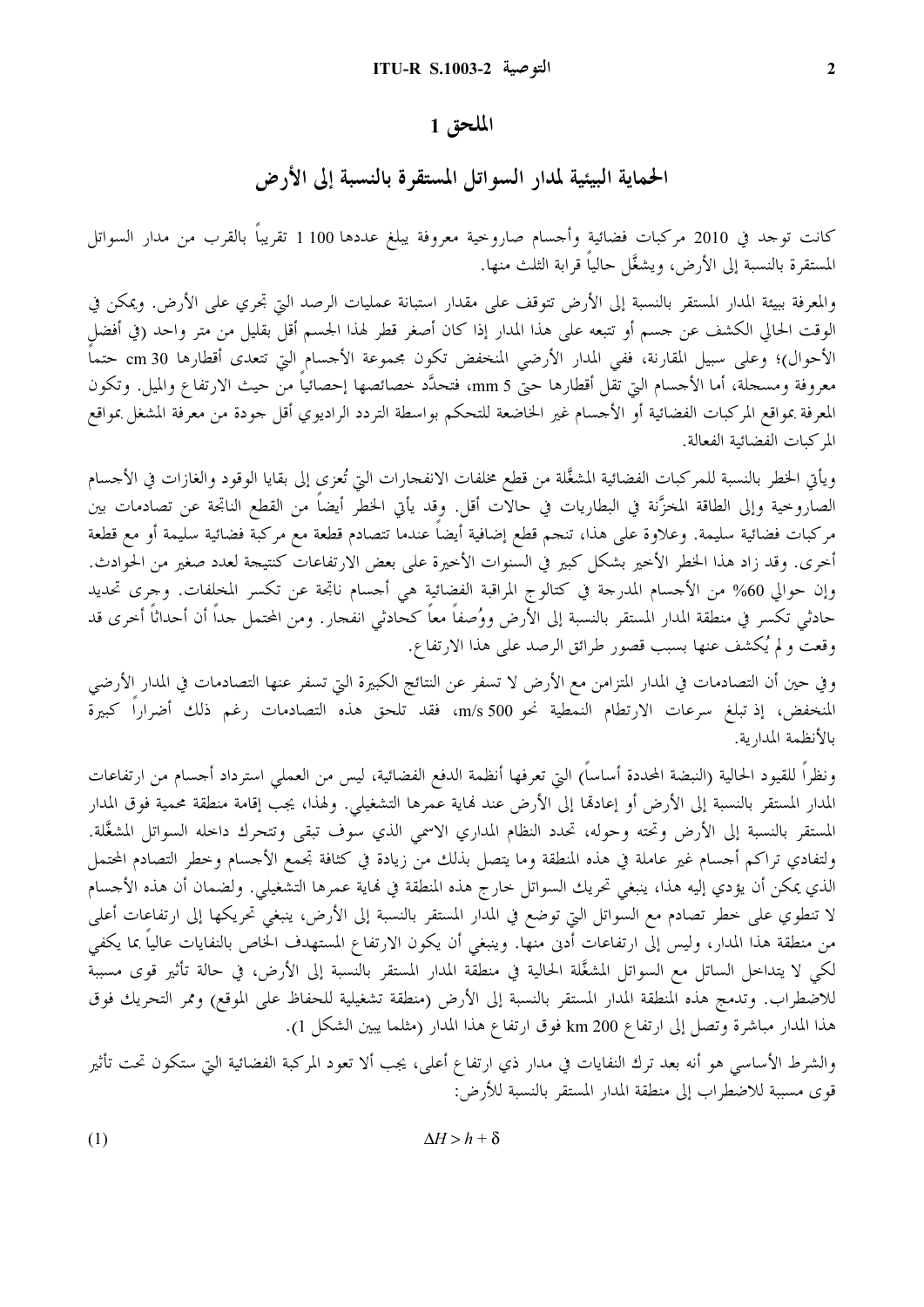# الملحق 1

## الحماية البيئية لمدار السواتل المستقرة بالنسبة إلى الأرض

كانت توجد في 2010 مركبات فضائية وأجسام صاروخية معروفة يبلغ عددها 1 100 تقريباً بالقرب من مدار السواتل المستقرة بالنسبة إلى الأرض، ويشغَّل حالياً قرابة الثلث منها.

والمعرفة ببيئة المدار المستقر بالنسبة إلى الأرض تتوقف على مقدار استبانة عمليات الرصد التي تجري على الأرض. ويمكن في الوقت الحالي الكشف عن جسم أو تتبعه على هذا المدار إذا كان أصغر قطر لهذا الجسم أقل بقليل من متر واحد (في أفضل الأحوال)؛ وعلى سبيل المقارنة، ففي المدار الأرضي المنخفض تكون مجموعة الأجسام التي تتعدى أقطارها 30 cm حتماً معروفة ومسجلة، أما الأجسام التي تقل أقطارها حتى 5 mm، فتحدَّد خصائصها إحصائياً من حيث الارتفاع والميل. وتكون المعرفة بمواقع المركبات الفضائية أو الأجسام غير الخاضعة للتحكم بواسطة التردد الراديوي أقل جودة من معرفة المشغل بمواقع المركبات الفضائية الفعالة.

ويأتي الخطر بالنسبة للمركبات الفضائية المشغَّلة من قطع مخلفات الانفجارات التي تُعزى إلى بقايا الوقود والغازات في الأجسام الصاروخية وإلى الطاقة المخزَّنة في البطاريات في حالات أقل. وقد يأتي الخطر أيضاً من القطع الناتجة عن تصادمات بين مركبات فضائية سليمة. وعلاوة على هذا، تنجم قطع إضافية أيضاً عندما تتصادم قطعة مع مركبة فضائية سليمة أو مع قطعة أخرى. وقد زاد هذا الخطر الأخير بشكل كبير في السنوات الأخيرة على بعض الارتفاعات كنتيجة لعدد صغير من الحوادث. وإن حوالي 60% من الأجسام المدرجة في كتالوج المراقبة الفضائية هي أجسام ناتجة عن تكسر المخلفات. وجرى تحديد حادثي تكسر في منطقة المدار المستقر بالنسبة إلى الأرض ووُصفا معاً كحادثي انفجار. ومن المحتمل جداً أن أحداثاً أخرى قد وقعت و لم يُكشف عنها بسبب قصور طرائق الرصد على هذا الارتفاع.

وفي حين أن التصادمات في المدار المتزامن مع الأرض لا تسفر عن النتائج الكبيرة التي تسفر عنها التصادمات في المدار الأرضي المنخفض، إذ تبلغ سرعات الارتطام النمطية نحو 500 m/s، فقد تلحق هذه التصادمات رغم ذلك أضراراً كبيرة بالأنظمة المدارية.

ونظراً للقيود الحالية (النبضة المحددة أساساً) التي تعرفها أنظمة الدفع الفضائية، ليس من العملي استرداد أجسام من ارتفاعات المدار المستقر بالنسبة إلى الأرض أو إعادتها إلى الأرض عند نهاية عمرها التشغيلي. ولهذا، يجب إقامة منطقة محمية فوق المدار المستقر بالنسبة إلى الأرض وتحته وحوله، تحدد النظام المداري الاسمي الذي سوف تبقى وتتحرك داخله السواتل المشغَّلة. ولتفادي تراكم أجسام غير عاملة في هذه المنطقة وما يتصل بذلك من زيادة في كثافة تجمع الأجسام وخطر التصادم المحتمل الذي يمكن أن يؤدي إليه هذا، ينبغي تحريك السواتل خارج هذه المنطقة في نهاية عمرها التشغيلي. ولضمان أن هذه الأجسام لا تنطوي على خطر تصادم مع السواتل التي توضع في المدار المستقر بالنسبة إلى الأرض، ينبغي تحريكها إلى ارتفاعات أعلى من منطقة هذا المدار، وليس إلى ارتفاعات أدنى منها. وينبغي أن يكون الارتفاع المستهدف الخاص بالنفايات عالياً بما يكفي لكي لا يتداخل الساتل مع السواتل المشغَّلة الحالية في منطقة المدار المستقر بالنسبة إلى الأرض، في حالة تأثير قوى مسببة للاضطراب. وتدمج هذه المنطقة المدار المستقر بالنسبة إلى الأرض (منطقة تشغيلية للحفاظ على الموقع) وممر التحريك فوق هذا المدار مباشرة وتصل إلى ارتفاع 200 km فوق ارتفاع هذا المدار (مثلما يبين الشكل 1).

والشرط الأساسي هو أنه بعد ترك النفايات في مدار ذي ارتفاع أعلى، يجب ألا تعود المركبة الفضائية التي ستكون تحت تأثير قوى مسببة للاضطراب إلى منطقة المدار المستقر بالنسبة للأرض:

$$\Delta H > h + \delta \qquad (1)$$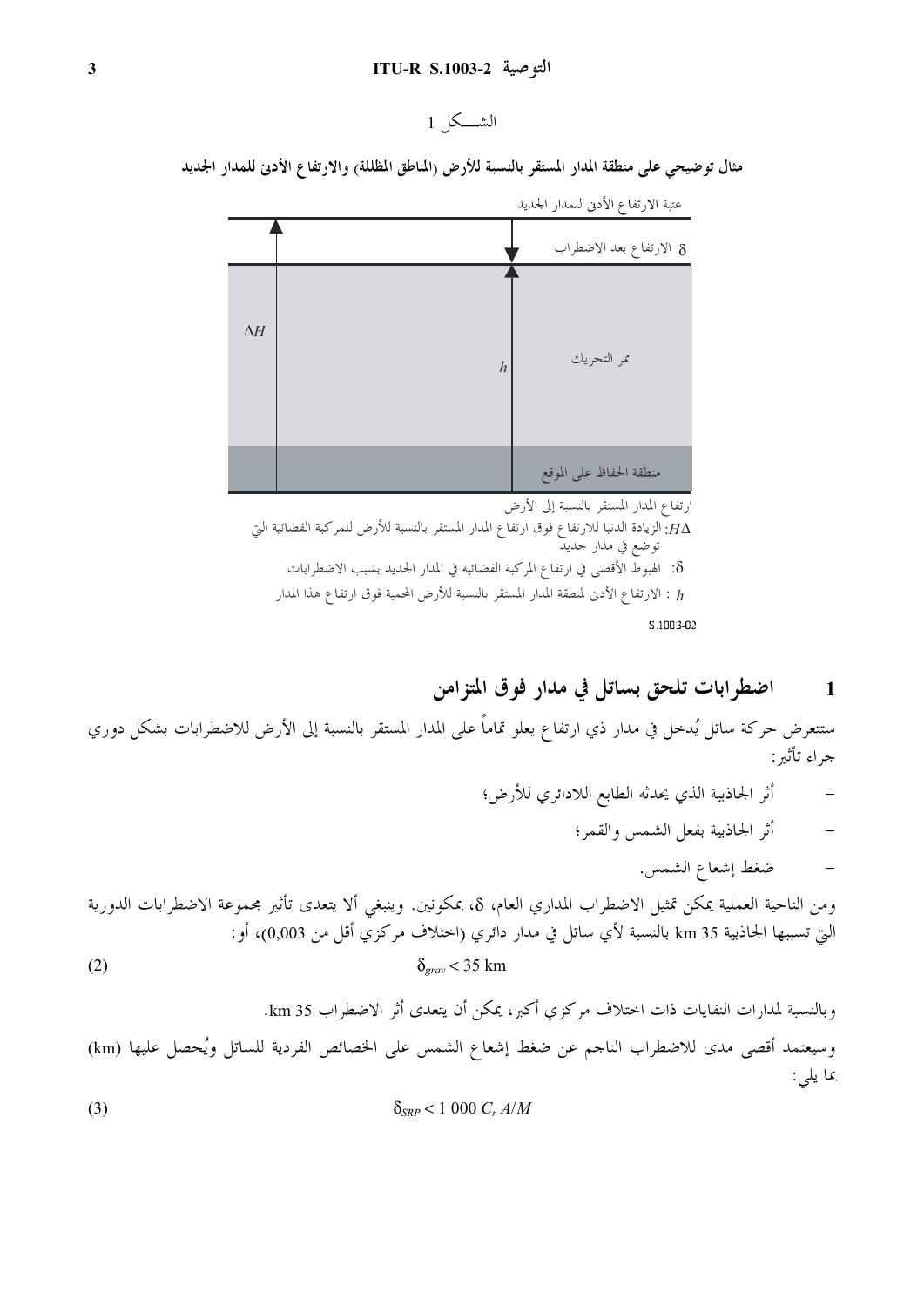الشـــكل 1

**مثال توضيحي على منطقة المدار المستقر بالنسبة للأرض (المناطق المظللة) والارتفاع الأدنى للمدار الجديد**

عتبة الارتفاع الأدنى للمدار الجديد

$\delta$ الارتفاع بعد الاضطراب

$\Delta H$

$h$

ممر التحريك

منطقة الحفاظ على الموقع

ارتفاع المدار المستقر بالنسبة إلى الأرض

$\Delta H$: الزيادة الدنيا للارتفاع فوق ارتفاع المدار المستقر بالنسبة للأرض للمركبة الفضائية التي توضع في مدار جديد

$\delta$: الهبوط الأقصى في ارتفاع المركبة الفضائية في المدار الجديد بسبب الاضطرابات

$h$ : الارتفاع الأدنى لمنطقة المدار المستقر بالنسبة للأرض المحمية فوق ارتفاع هذا المدار

S.1003-02

## 1 اضطرابات تلحق بساتل في مدار فوق المتزامن

ستتعرض حركة ساتل يُدخل في مدار ذي ارتفاع يعلو تماماً على المدار المستقر بالنسبة إلى الأرض للاضطرابات بشكل دوري جراء تأثير:

- أثر الجاذبية الذي يحدثه الطابع اللادائري للأرض؛
- أثر الجاذبية بفعل الشمس والقمر؛
- ضغط إشعاع الشمس.

ومن الناحية العملية يمكن تمثيل الاضطراب المداري العام، $\delta$، بمكونين. وينبغي ألا يتعدى تأثير مجموعة الاضطرابات الدورية التي تسببها الجاذبية 35 km بالنسبة لأي ساتل في مدار دائري (اختلاف مركزي أقل من 0,003)، أو:

$$\delta_{grav} < 35 \text{ km} \tag{2}$$

وبالنسبة لمدارات النفايات ذات اختلاف مركزي أكبر، يمكن أن يتعدى أثر الاضطراب 35 km.

وسيعتمد أقصى مدى للاضطراب الناجم عن ضغط إشعاع الشمس على الخصائص الفردية للساتل ويُحصل عليها (km) بما يلي:

$$\delta_{SRP} < 1\,000\ C_r\ A/M \tag{3}$$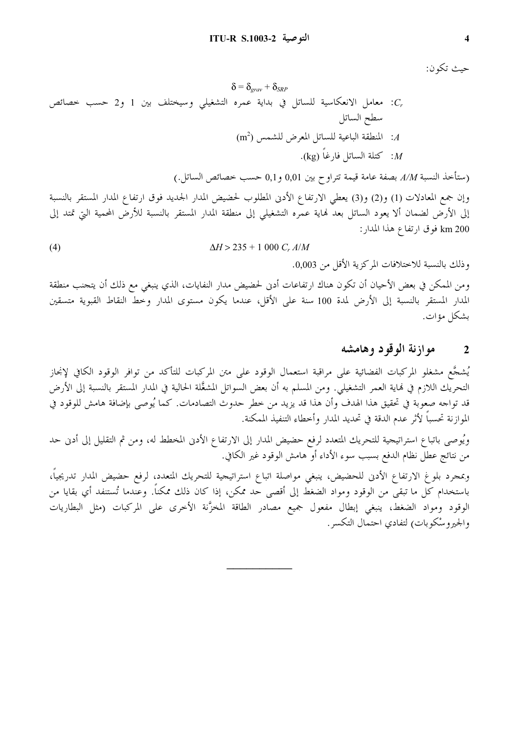حيث تكون:

$$\delta = \delta_{grav} + \delta_{SRP}$$

$C_r$: معامل الانعكاسية للساتل في بداية عمره التشغيلي وسيختلف بين 1 و2 حسب خصائص سطح الساتل

$A$: المنطقة الباعية للساتل المعرض للشمس ($m^2$)

$M$: كتلة الساتل فارغاً (kg).

(ستأخذ النسبة $A/M$ بصفة عامة قيمة تتراوح بين 0,01 و0,1 حسب خصائص الساتل.)

وإن جمع المعادلات (1) و(2) و(3) يعطي الارتفاع الأدنى المطلوب لحضيض المدار الجديد فوق ارتفاع المدار المستقر بالنسبة إلى الأرض لضمان ألا يعود الساتل بعد نهاية عمره التشغيلي إلى منطقة المدار المستقر بالنسبة للأرض المحمية التي تمتد إلى 200 km فوق ارتفاع هذا المدار:

$$\Delta H > 235 + 1\,000\ C_r\ A/M \tag{4}$$

وذلك بالنسبة للاختلافات المركزية الأقل من 0,003.

ومن الممكن في بعض الأحيان أن تكون هناك ارتفاعات أدنى لحضيض مدار النفايات، الذي ينبغي مع ذلك أن يتجنب منطقة المدار المستقر بالنسبة إلى الأرض لمدة 100 سنة على الأقل، عندما يكون مستوى المدار وخط النقاط القبوية متسقين بشكل مؤات.

## 2 موازنة الوقود وهامشه

يُشجَّع مشغلو المركبات الفضائية على مراقبة استعمال الوقود على متن المركبات للتأكد من توافر الوقود الكافي لإنجاز التحريك اللازم في نهاية العمر التشغيلي. ومن المسلم به أن بعض السواتل المشغَّلة الحالية في المدار المستقر بالنسبة إلى الأرض قد تواجه صعوبة في تحقيق هذا الهدف وأن هذا قد يزيد من خطر حدوث التصادمات. كما يُوصى بإضافة هامش للوقود في الموازنة تحسباً لأثر عدم الدقة في تحديد المدار وأخطاء التنفيذ الممكنة.

ويُوصى باتباع استراتيجية للتحريك المتعدد لرفع حضيض المدار إلى الارتفاع الأدنى المخطط له، ومن ثم التقليل إلى أدنى حد من نتائج عطل نظام الدفع بسبب سوء الأداء أو هامش الوقود غير الكافي.

وبمجرد بلوغ الارتفاع الأدنى للحضيض، ينبغي مواصلة اتباع استراتيجية للتحريك المتعدد، لرفع حضيض المدار تدريجياً، باستخدام كل ما تبقى من الوقود ومواد الضغط إلى أقصى حد ممكن، إذا كان ذلك ممكناً. وعندما تُستنفد أي بقايا من الوقود ومواد الضغط، ينبغي إبطال مفعول جميع مصادر الطاقة المخزَّنة الأخرى على المركبات (مثل البطاريات والجيروسْكوبات) لتفادي احتمال التكسر.